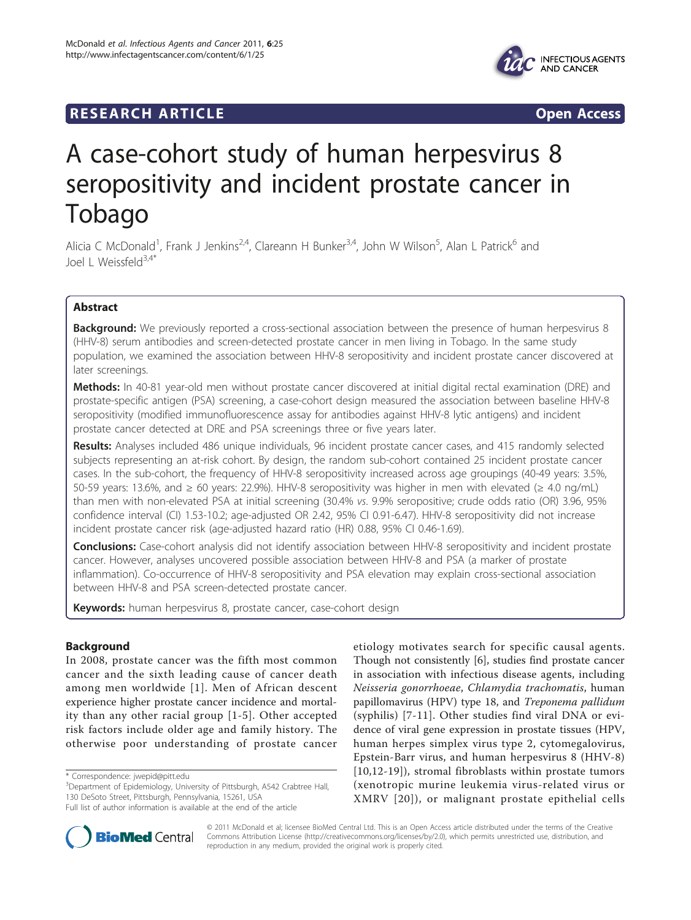RESEARCH ARTICLE

Open Access

# A case-cohort study of human herpesvirus 8 seropositivity and incident prostate cancer in Tobago

Alicia C McDonald[1], Frank J Jenkins[2,4], Clareann H Bunker[3,4], John W Wilson[5], Alan L Patrick[6] and Joel L Weissfeld[3,4*]

## Abstract

**Background:** We previously reported a cross-sectional association between the presence of human herpesvirus 8 (HHV-8) serum antibodies and screen-detected prostate cancer in men living in Tobago. In the same study population, we examined the association between HHV-8 seropositivity and incident prostate cancer discovered at later screenings.

**Methods:** In 40-81 year-old men without prostate cancer discovered at initial digital rectal examination (DRE) and prostate-specific antigen (PSA) screening, a case-cohort design measured the association between baseline HHV-8 seropositivity (modified immunofluorescence assay for antibodies against HHV-8 lytic antigens) and incident prostate cancer detected at DRE and PSA screenings three or five years later.

**Results:** Analyses included 486 unique individuals, 96 incident prostate cancer cases, and 415 randomly selected subjects representing an at-risk cohort. By design, the random sub-cohort contained 25 incident prostate cancer cases. In the sub-cohort, the frequency of HHV-8 seropositivity increased across age groupings (40-49 years: 3.5%, 50-59 years: 13.6%, and ≥ 60 years: 22.9%). HHV-8 seropositivity was higher in men with elevated (≥ 4.0 ng/mL) than men with non-elevated PSA at initial screening (30.4% *vs*. 9.9% seropositive; crude odds ratio (OR) 3.96, 95% confidence interval (CI) 1.53-10.2; age-adjusted OR 2.42, 95% CI 0.91-6.47). HHV-8 seropositivity did not increase incident prostate cancer risk (age-adjusted hazard ratio (HR) 0.88, 95% CI 0.46-1.69).

**Conclusions:** Case-cohort analysis did not identify association between HHV-8 seropositivity and incident prostate cancer. However, analyses uncovered possible association between HHV-8 and PSA (a marker of prostate inflammation). Co-occurrence of HHV-8 seropositivity and PSA elevation may explain cross-sectional association between HHV-8 and PSA screen-detected prostate cancer.

**Keywords:** human herpesvirus 8, prostate cancer, case-cohort design

## Background

In 2008, prostate cancer was the fifth most common cancer and the sixth leading cause of cancer death among men worldwide [1]. Men of African descent experience higher prostate cancer incidence and mortality than any other racial group [1-5]. Other accepted risk factors include older age and family history. The otherwise poor understanding of prostate cancer etiology motivates search for specific causal agents. Though not consistently [6], studies find prostate cancer in association with infectious disease agents, including *Neisseria gonorrhoeae*, *Chlamydia trachomatis*, human papillomavirus (HPV) type 18, and *Treponema pallidum* (syphilis) [7-11]. Other studies find viral DNA or evidence of viral gene expression in prostate tissues (HPV, human herpes simplex virus type 2, cytomegalovirus, Epstein-Barr virus, and human herpesvirus 8 (HHV-8) [10,12-19]), stromal fibroblasts within prostate tumors (xenotropic murine leukemia virus-related virus or XMRV [20]), or malignant prostate epithelial cells

\* Correspondence: jwepid@pitt.edu

[3]Department of Epidemiology, University of Pittsburgh, A542 Crabtree Hall, 130 DeSoto Street, Pittsburgh, Pennsylvania, 15261, USA

Full list of author information is available at the end of the article

© 2011 McDonald et al; licensee BioMed Central Ltd. This is an Open Access article distributed under the terms of the Creative Commons Attribution License (http://creativecommons.org/licenses/by/2.0), which permits unrestricted use, distribution, and reproduction in any medium, provided the original work is properly cited.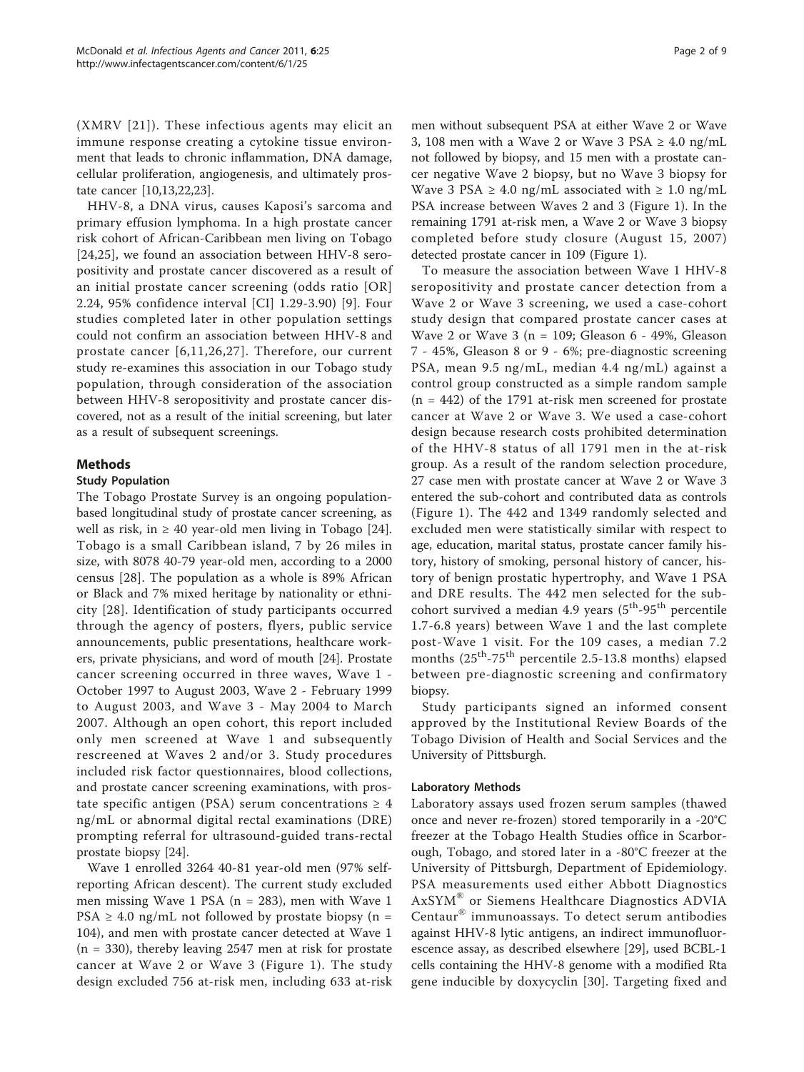(XMRV [21]). These infectious agents may elicit an immune response creating a cytokine tissue environment that leads to chronic inflammation, DNA damage, cellular proliferation, angiogenesis, and ultimately prostate cancer [10,13,22,23].

HHV-8, a DNA virus, causes Kaposi's sarcoma and primary effusion lymphoma. In a high prostate cancer risk cohort of African-Caribbean men living on Tobago [24,25], we found an association between HHV-8 seropositivity and prostate cancer discovered as a result of an initial prostate cancer screening (odds ratio [OR] 2.24, 95% confidence interval [CI] 1.29-3.90) [9]. Four studies completed later in other population settings could not confirm an association between HHV-8 and prostate cancer [6,11,26,27]. Therefore, our current study re-examines this association in our Tobago study population, through consideration of the association between HHV-8 seropositivity and prostate cancer discovered, not as a result of the initial screening, but later as a result of subsequent screenings.

## Methods

### Study Population

The Tobago Prostate Survey is an ongoing population-based longitudinal study of prostate cancer screening, as well as risk, in ≥ 40 year-old men living in Tobago [24]. Tobago is a small Caribbean island, 7 by 26 miles in size, with 8078 40-79 year-old men, according to a 2000 census [28]. The population as a whole is 89% African or Black and 7% mixed heritage by nationality or ethnicity [28]. Identification of study participants occurred through the agency of posters, flyers, public service announcements, public presentations, healthcare workers, private physicians, and word of mouth [24]. Prostate cancer screening occurred in three waves, Wave 1 - October 1997 to August 2003, Wave 2 - February 1999 to August 2003, and Wave 3 - May 2004 to March 2007. Although an open cohort, this report included only men screened at Wave 1 and subsequently rescreened at Waves 2 and/or 3. Study procedures included risk factor questionnaires, blood collections, and prostate cancer screening examinations, with prostate specific antigen (PSA) serum concentrations ≥ 4 ng/mL or abnormal digital rectal examinations (DRE) prompting referral for ultrasound-guided trans-rectal prostate biopsy [24].

Wave 1 enrolled 3264 40-81 year-old men (97% self-reporting African descent). The current study excluded men missing Wave 1 PSA (n = 283), men with Wave 1 PSA ≥ 4.0 ng/mL not followed by prostate biopsy (n = 104), and men with prostate cancer detected at Wave 1 (n = 330), thereby leaving 2547 men at risk for prostate cancer at Wave 2 or Wave 3 (Figure 1). The study design excluded 756 at-risk men, including 633 at-risk men without subsequent PSA at either Wave 2 or Wave 3, 108 men with a Wave 2 or Wave 3 PSA ≥ 4.0 ng/mL not followed by biopsy, and 15 men with a prostate cancer negative Wave 2 biopsy, but no Wave 3 biopsy for Wave 3 PSA ≥ 4.0 ng/mL associated with ≥ 1.0 ng/mL PSA increase between Waves 2 and 3 (Figure 1). In the remaining 1791 at-risk men, a Wave 2 or Wave 3 biopsy completed before study closure (August 15, 2007) detected prostate cancer in 109 (Figure 1).

To measure the association between Wave 1 HHV-8 seropositivity and prostate cancer detection from a Wave 2 or Wave 3 screening, we used a case-cohort study design that compared prostate cancer cases at Wave 2 or Wave 3 (n = 109; Gleason 6 - 49%, Gleason 7 - 45%, Gleason 8 or 9 - 6%; pre-diagnostic screening PSA, mean 9.5 ng/mL, median 4.4 ng/mL) against a control group constructed as a simple random sample (n = 442) of the 1791 at-risk men screened for prostate cancer at Wave 2 or Wave 3. We used a case-cohort design because research costs prohibited determination of the HHV-8 status of all 1791 men in the at-risk group. As a result of the random selection procedure, 27 case men with prostate cancer at Wave 2 or Wave 3 entered the sub-cohort and contributed data as controls (Figure 1). The 442 and 1349 randomly selected and excluded men were statistically similar with respect to age, education, marital status, prostate cancer family history, history of smoking, personal history of cancer, history of benign prostatic hypertrophy, and Wave 1 PSA and DRE results. The 442 men selected for the sub-cohort survived a median 4.9 years ($5^{th}$-$95^{th}$ percentile 1.7-6.8 years) between Wave 1 and the last complete post-Wave 1 visit. For the 109 cases, a median 7.2 months ($25^{th}$-$75^{th}$ percentile 2.5-13.8 months) elapsed between pre-diagnostic screening and confirmatory biopsy.

Study participants signed an informed consent approved by the Institutional Review Boards of the Tobago Division of Health and Social Services and the University of Pittsburgh.

### Laboratory Methods

Laboratory assays used frozen serum samples (thawed once and never re-frozen) stored temporarily in a -20°C freezer at the Tobago Health Studies office in Scarborough, Tobago, and stored later in a -80°C freezer at the University of Pittsburgh, Department of Epidemiology. PSA measurements used either Abbott Diagnostics AxSYM® or Siemens Healthcare Diagnostics ADVIA Centaur® immunoassays. To detect serum antibodies against HHV-8 lytic antigens, an indirect immunofluorescence assay, as described elsewhere [29], used BCBL-1 cells containing the HHV-8 genome with a modified Rta gene inducible by doxycyclin [30]. Targeting fixed and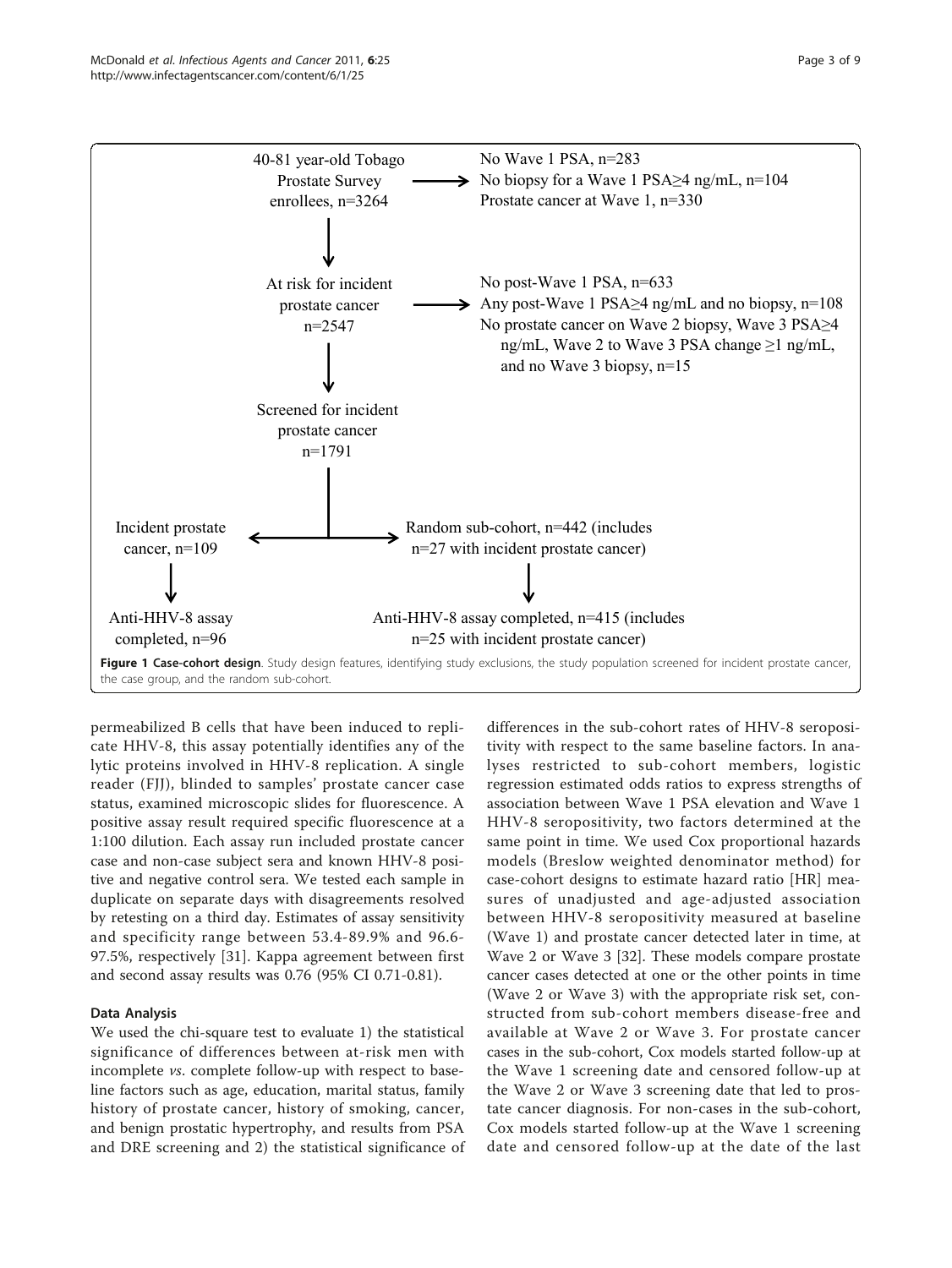40-81 year-old Tobago Prostate Survey enrollees, n=3264

→ No Wave 1 PSA, n=283
No biopsy for a Wave 1 PSA≥4 ng/mL, n=104
Prostate cancer at Wave 1, n=330

At risk for incident prostate cancer n=2547

→ No post-Wave 1 PSA, n=633
Any post-Wave 1 PSA≥4 ng/mL and no biopsy, n=108
No prostate cancer on Wave 2 biopsy, Wave 3 PSA≥4 ng/mL, Wave 2 to Wave 3 PSA change ≥1 ng/mL, and no Wave 3 biopsy, n=15

Screened for incident prostate cancer n=1791

Incident prostate cancer, n=109 → Anti-HHV-8 assay completed, n=96

Random sub-cohort, n=442 (includes n=27 with incident prostate cancer) → Anti-HHV-8 assay completed, n=415 (includes n=25 with incident prostate cancer)

**Figure 1 Case-cohort design**. Study design features, identifying study exclusions, the study population screened for incident prostate cancer, the case group, and the random sub-cohort.

permeabilized B cells that have been induced to replicate HHV-8, this assay potentially identifies any of the lytic proteins involved in HHV-8 replication. A single reader (FJJ), blinded to samples' prostate cancer case status, examined microscopic slides for fluorescence. A positive assay result required specific fluorescence at a 1:100 dilution. Each assay run included prostate cancer case and non-case subject sera and known HHV-8 positive and negative control sera. We tested each sample in duplicate on separate days with disagreements resolved by retesting on a third day. Estimates of assay sensitivity and specificity range between 53.4-89.9% and 96.6-97.5%, respectively [31]. Kappa agreement between first and second assay results was 0.76 (95% CI 0.71-0.81).

### Data Analysis

We used the chi-square test to evaluate 1) the statistical significance of differences between at-risk men with incomplete *vs.* complete follow-up with respect to baseline factors such as age, education, marital status, family history of prostate cancer, history of smoking, cancer, and benign prostatic hypertrophy, and results from PSA and DRE screening and 2) the statistical significance of differences in the sub-cohort rates of HHV-8 seropositivity with respect to the same baseline factors. In analyses restricted to sub-cohort members, logistic regression estimated odds ratios to express strengths of association between Wave 1 PSA elevation and Wave 1 HHV-8 seropositivity, two factors determined at the same point in time. We used Cox proportional hazards models (Breslow weighted denominator method) for case-cohort designs to estimate hazard ratio [HR] measures of unadjusted and age-adjusted association between HHV-8 seropositivity measured at baseline (Wave 1) and prostate cancer detected later in time, at Wave 2 or Wave 3 [32]. These models compare prostate cancer cases detected at one or the other points in time (Wave 2 or Wave 3) with the appropriate risk set, constructed from sub-cohort members disease-free and available at Wave 2 or Wave 3. For prostate cancer cases in the sub-cohort, Cox models started follow-up at the Wave 1 screening date and censored follow-up at the Wave 2 or Wave 3 screening date that led to prostate cancer diagnosis. For non-cases in the sub-cohort, Cox models started follow-up at the Wave 1 screening date and censored follow-up at the date of the last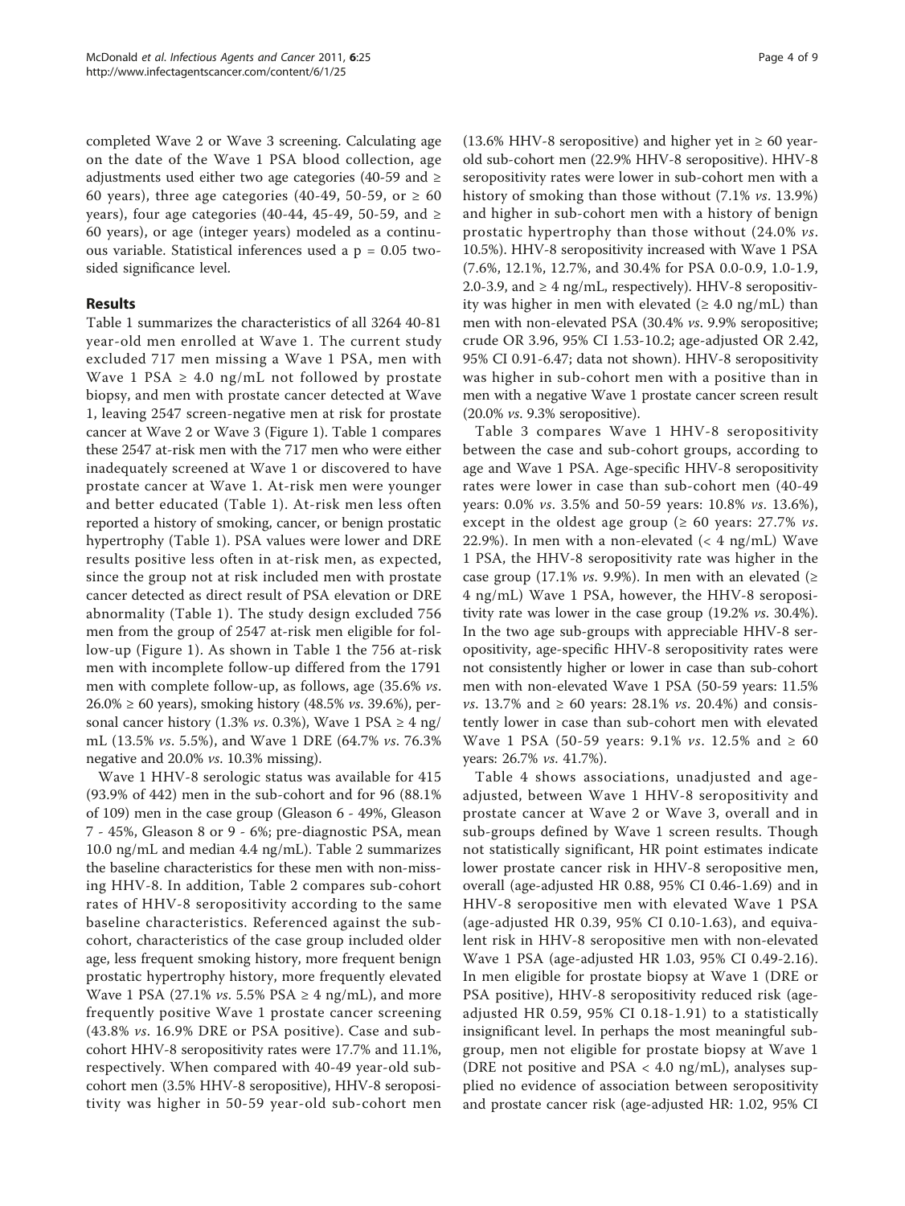completed Wave 2 or Wave 3 screening. Calculating age on the date of the Wave 1 PSA blood collection, age adjustments used either two age categories (40-59 and ≥ 60 years), three age categories (40-49, 50-59, or ≥ 60 years), four age categories (40-44, 45-49, 50-59, and ≥ 60 years), or age (integer years) modeled as a continuous variable. Statistical inferences used a p = 0.05 two-sided significance level.

## Results

Table 1 summarizes the characteristics of all 3264 40-81 year-old men enrolled at Wave 1. The current study excluded 717 men missing a Wave 1 PSA, men with Wave 1 PSA ≥ 4.0 ng/mL not followed by prostate biopsy, and men with prostate cancer detected at Wave 1, leaving 2547 screen-negative men at risk for prostate cancer at Wave 2 or Wave 3 (Figure 1). Table 1 compares these 2547 at-risk men with the 717 men who were either inadequately screened at Wave 1 or discovered to have prostate cancer at Wave 1. At-risk men were younger and better educated (Table 1). At-risk men less often reported a history of smoking, cancer, or benign prostatic hypertrophy (Table 1). PSA values were lower and DRE results positive less often in at-risk men, as expected, since the group not at risk included men with prostate cancer detected as direct result of PSA elevation or DRE abnormality (Table 1). The study design excluded 756 men from the group of 2547 at-risk men eligible for follow-up (Figure 1). As shown in Table 1 the 756 at-risk men with incomplete follow-up differed from the 1791 men with complete follow-up, as follows, age (35.6% *vs*. 26.0% ≥ 60 years), smoking history (48.5% *vs*. 39.6%), personal cancer history (1.3% *vs*. 0.3%), Wave 1 PSA ≥ 4 ng/mL (13.5% *vs*. 5.5%), and Wave 1 DRE (64.7% *vs*. 76.3% negative and 20.0% *vs*. 10.3% missing).

Wave 1 HHV-8 serologic status was available for 415 (93.9% of 442) men in the sub-cohort and for 96 (88.1% of 109) men in the case group (Gleason 6 - 49%, Gleason 7 - 45%, Gleason 8 or 9 - 6%; pre-diagnostic PSA, mean 10.0 ng/mL and median 4.4 ng/mL). Table 2 summarizes the baseline characteristics for these men with non-missing HHV-8. In addition, Table 2 compares sub-cohort rates of HHV-8 seropositivity according to the same baseline characteristics. Referenced against the sub-cohort, characteristics of the case group included older age, less frequent smoking history, more frequent benign prostatic hypertrophy history, more frequently elevated Wave 1 PSA (27.1% *vs*. 5.5% PSA ≥ 4 ng/mL), and more frequently positive Wave 1 prostate cancer screening (43.8% *vs*. 16.9% DRE or PSA positive). Case and sub-cohort HHV-8 seropositivity rates were 17.7% and 11.1%, respectively. When compared with 40-49 year-old sub-cohort men (3.5% HHV-8 seropositive), HHV-8 seropositivity was higher in 50-59 year-old sub-cohort men (13.6% HHV-8 seropositive) and higher yet in ≥ 60 year-old sub-cohort men (22.9% HHV-8 seropositive). HHV-8 seropositivity rates were lower in sub-cohort men with a history of smoking than those without (7.1% *vs*. 13.9%) and higher in sub-cohort men with a history of benign prostatic hypertrophy than those without (24.0% *vs*. 10.5%). HHV-8 seropositivity increased with Wave 1 PSA (7.6%, 12.1%, 12.7%, and 30.4% for PSA 0.0-0.9, 1.0-1.9, 2.0-3.9, and ≥ 4 ng/mL, respectively). HHV-8 seropositivity was higher in men with elevated (≥ 4.0 ng/mL) than men with non-elevated PSA (30.4% *vs*. 9.9% seropositive; crude OR 3.96, 95% CI 1.53-10.2; age-adjusted OR 2.42, 95% CI 0.91-6.47; data not shown). HHV-8 seropositivity was higher in sub-cohort men with a positive than in men with a negative Wave 1 prostate cancer screen result (20.0% *vs*. 9.3% seropositive).

Table 3 compares Wave 1 HHV-8 seropositivity between the case and sub-cohort groups, according to age and Wave 1 PSA. Age-specific HHV-8 seropositivity rates were lower in case than sub-cohort men (40-49 years: 0.0% *vs*. 3.5% and 50-59 years: 10.8% *vs*. 13.6%), except in the oldest age group (≥ 60 years: 27.7% *vs*. 22.9%). In men with a non-elevated (< 4 ng/mL) Wave 1 PSA, the HHV-8 seropositivity rate was higher in the case group (17.1% *vs*. 9.9%). In men with an elevated (≥ 4 ng/mL) Wave 1 PSA, however, the HHV-8 seropositivity rate was lower in the case group (19.2% *vs*. 30.4%). In the two age sub-groups with appreciable HHV-8 seropositivity, age-specific HHV-8 seropositivity rates were not consistently higher or lower in case than sub-cohort men with non-elevated Wave 1 PSA (50-59 years: 11.5% *vs*. 13.7% and ≥ 60 years: 28.1% *vs*. 20.4%) and consistently lower in case than sub-cohort men with elevated Wave 1 PSA (50-59 years: 9.1% *vs*. 12.5% and ≥ 60 years: 26.7% *vs*. 41.7%).

Table 4 shows associations, unadjusted and age-adjusted, between Wave 1 HHV-8 seropositivity and prostate cancer at Wave 2 or Wave 3, overall and in sub-groups defined by Wave 1 screen results. Though not statistically significant, HR point estimates indicate lower prostate cancer risk in HHV-8 seropositive men, overall (age-adjusted HR 0.88, 95% CI 0.46-1.69) and in HHV-8 seropositive men with elevated Wave 1 PSA (age-adjusted HR 0.39, 95% CI 0.10-1.63), and equivalent risk in HHV-8 seropositive men with non-elevated Wave 1 PSA (age-adjusted HR 1.03, 95% CI 0.49-2.16). In men eligible for prostate biopsy at Wave 1 (DRE or PSA positive), HHV-8 seropositivity reduced risk (age-adjusted HR 0.59, 95% CI 0.18-1.91) to a statistically insignificant level. In perhaps the most meaningful subgroup, men not eligible for prostate biopsy at Wave 1 (DRE not positive and PSA < 4.0 ng/mL), analyses supplied no evidence of association between seropositivity and prostate cancer risk (age-adjusted HR: 1.02, 95% CI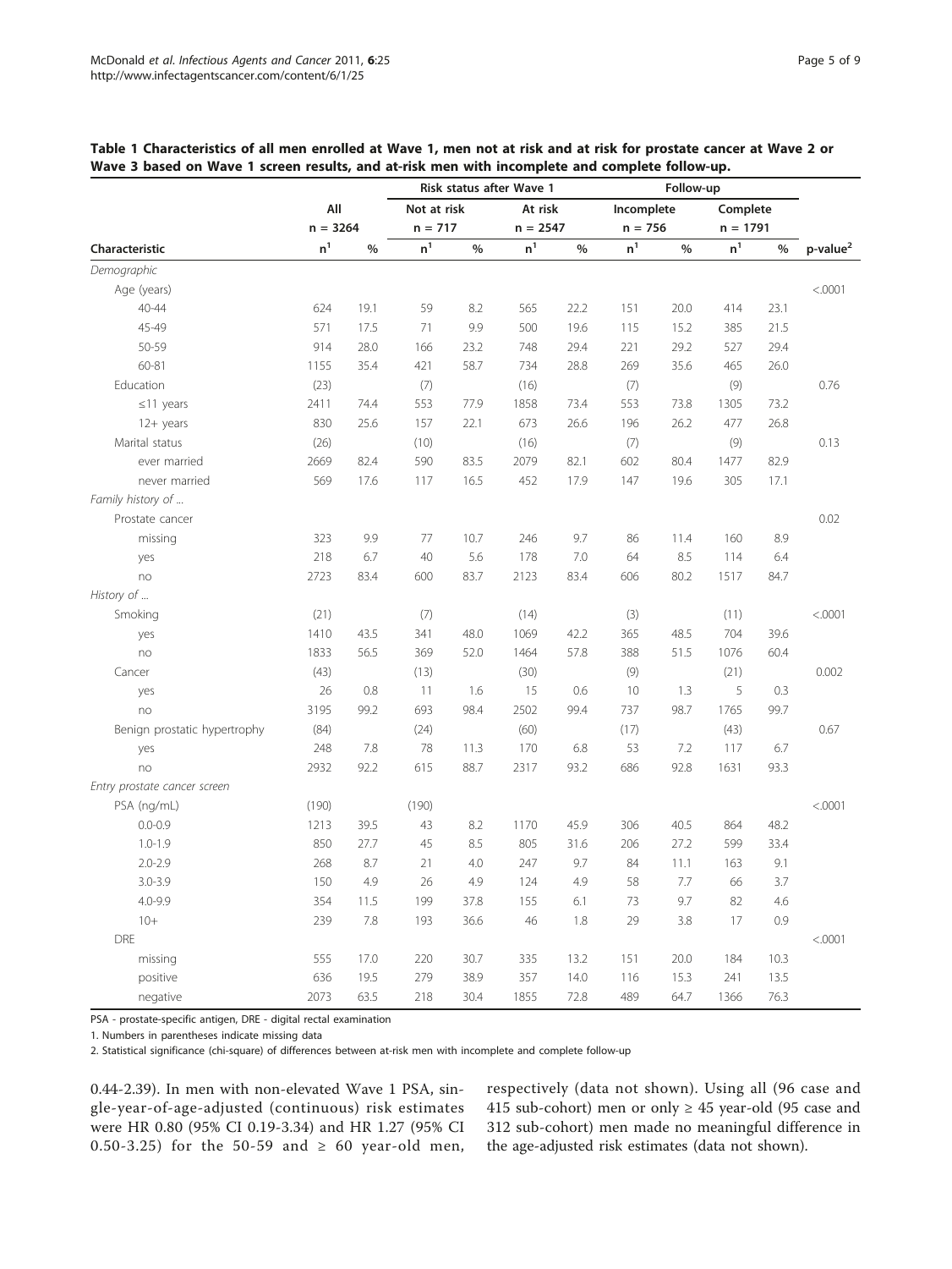**Table 1 Characteristics of all men enrolled at Wave 1, men not at risk and at risk for prostate cancer at Wave 2 or Wave 3 based on Wave 1 screen results, and at-risk men with incomplete and complete follow-up.**

| | All | | Risk status after Wave 1 | | | | Follow-up | | | | |
|---|---|---|---|---|---|---|---|---|---|---|---|
| | | | Not at risk | | At risk | | Incomplete | | Complete | | |
| | n = 3264 | | n = 717 | | n = 2547 | | n = 756 | | n = 1791 | | |
| **Characteristic** | n[1] | % | n[1] | % | n[1] | % | n[1] | % | n[1] | % | p-value[2] |
| *Demographic* | | | | | | | | | | | |
| Age (years) | | | | | | | | | | | <.0001 |
| 40-44 | 624 | 19.1 | 59 | 8.2 | 565 | 22.2 | 151 | 20.0 | 414 | 23.1 | |
| 45-49 | 571 | 17.5 | 71 | 9.9 | 500 | 19.6 | 115 | 15.2 | 385 | 21.5 | |
| 50-59 | 914 | 28.0 | 166 | 23.2 | 748 | 29.4 | 221 | 29.2 | 527 | 29.4 | |
| 60-81 | 1155 | 35.4 | 421 | 58.7 | 734 | 28.8 | 269 | 35.6 | 465 | 26.0 | |
| Education | (23) | | (7) | | (16) | | (7) | | (9) | | 0.76 |
| ≤11 years | 2411 | 74.4 | 553 | 77.9 | 1858 | 73.4 | 553 | 73.8 | 1305 | 73.2 | |
| 12+ years | 830 | 25.6 | 157 | 22.1 | 673 | 26.6 | 196 | 26.2 | 477 | 26.8 | |
| Marital status | (26) | | (10) | | (16) | | (7) | | (9) | | 0.13 |
| ever married | 2669 | 82.4 | 590 | 83.5 | 2079 | 82.1 | 602 | 80.4 | 1477 | 82.9 | |
| never married | 569 | 17.6 | 117 | 16.5 | 452 | 17.9 | 147 | 19.6 | 305 | 17.1 | |
| *Family history of ...* | | | | | | | | | | | |
| Prostate cancer | | | | | | | | | | | 0.02 |
| missing | 323 | 9.9 | 77 | 10.7 | 246 | 9.7 | 86 | 11.4 | 160 | 8.9 | |
| yes | 218 | 6.7 | 40 | 5.6 | 178 | 7.0 | 64 | 8.5 | 114 | 6.4 | |
| no | 2723 | 83.4 | 600 | 83.7 | 2123 | 83.4 | 606 | 80.2 | 1517 | 84.7 | |
| *History of ...* | | | | | | | | | | | |
| Smoking | (21) | | (7) | | (14) | | (3) | | (11) | | <.0001 |
| yes | 1410 | 43.5 | 341 | 48.0 | 1069 | 42.2 | 365 | 48.5 | 704 | 39.6 | |
| no | 1833 | 56.5 | 369 | 52.0 | 1464 | 57.8 | 388 | 51.5 | 1076 | 60.4 | |
| Cancer | (43) | | (13) | | (30) | | (9) | | (21) | | 0.002 |
| yes | 26 | 0.8 | 11 | 1.6 | 15 | 0.6 | 10 | 1.3 | 5 | 0.3 | |
| no | 3195 | 99.2 | 693 | 98.4 | 2502 | 99.4 | 737 | 98.7 | 1765 | 99.7 | |
| Benign prostatic hypertrophy | (84) | | (24) | | (60) | | (17) | | (43) | | 0.67 |
| yes | 248 | 7.8 | 78 | 11.3 | 170 | 6.8 | 53 | 7.2 | 117 | 6.7 | |
| no | 2932 | 92.2 | 615 | 88.7 | 2317 | 93.2 | 686 | 92.8 | 1631 | 93.3 | |
| *Entry prostate cancer screen* | | | | | | | | | | | |
| PSA (ng/mL) | (190) | | (190) | | | | | | | | <.0001 |
| 0.0-0.9 | 1213 | 39.5 | 43 | 8.2 | 1170 | 45.9 | 306 | 40.5 | 864 | 48.2 | |
| 1.0-1.9 | 850 | 27.7 | 45 | 8.5 | 805 | 31.6 | 206 | 27.2 | 599 | 33.4 | |
| 2.0-2.9 | 268 | 8.7 | 21 | 4.0 | 247 | 9.7 | 84 | 11.1 | 163 | 9.1 | |
| 3.0-3.9 | 150 | 4.9 | 26 | 4.9 | 124 | 4.9 | 58 | 7.7 | 66 | 3.7 | |
| 4.0-9.9 | 354 | 11.5 | 199 | 37.8 | 155 | 6.1 | 73 | 9.7 | 82 | 4.6 | |
| 10+ | 239 | 7.8 | 193 | 36.6 | 46 | 1.8 | 29 | 3.8 | 17 | 0.9 | |
| DRE | | | | | | | | | | | <.0001 |
| missing | 555 | 17.0 | 220 | 30.7 | 335 | 13.2 | 151 | 20.0 | 184 | 10.3 | |
| positive | 636 | 19.5 | 279 | 38.9 | 357 | 14.0 | 116 | 15.3 | 241 | 13.5 | |
| negative | 2073 | 63.5 | 218 | 30.4 | 1855 | 72.8 | 489 | 64.7 | 1366 | 76.3 | |

PSA - prostate-specific antigen, DRE - digital rectal examination

1. Numbers in parentheses indicate missing data

2. Statistical significance (chi-square) of differences between at-risk men with incomplete and complete follow-up

0.44-2.39). In men with non-elevated Wave 1 PSA, single-year-of-age-adjusted (continuous) risk estimates were HR 0.80 (95% CI 0.19-3.34) and HR 1.27 (95% CI 0.50-3.25) for the 50-59 and ≥ 60 year-old men, respectively (data not shown). Using all (96 case and 415 sub-cohort) men or only ≥ 45 year-old (95 case and 312 sub-cohort) men made no meaningful difference in the age-adjusted risk estimates (data not shown).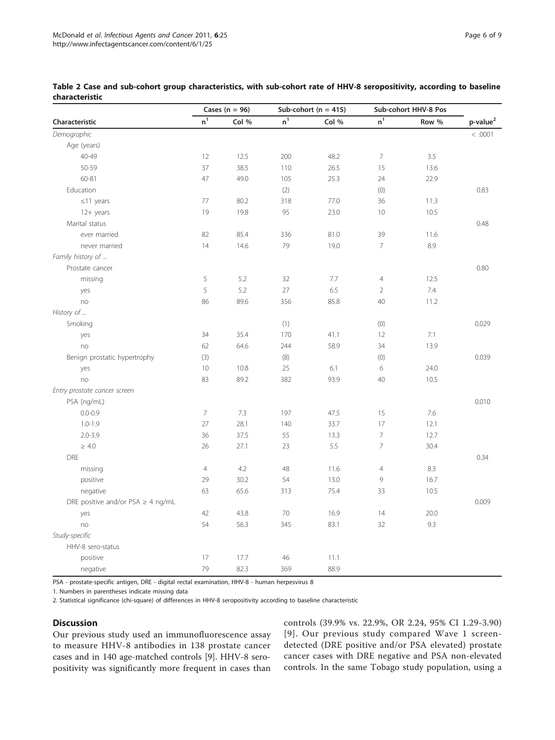**Table 2 Case and sub-cohort group characteristics, with sub-cohort rate of HHV-8 seropositivity, according to baseline characteristic**

| Characteristic | Cases (n = 96) | | Sub-cohort (n = 415) | | Sub-cohort HHV-8 Pos | | p-value[2] |
|---|---|---|---|---|---|---|---|
| | n[1] | Col % | n[1] | Col % | n[1] | Row % | |
| *Demographic* | | | | | | | < .0001 |
| Age (years) | | | | | | | |
| 40-49 | 12 | 12.5 | 200 | 48.2 | 7 | 3.5 | |
| 50-59 | 37 | 38.5 | 110 | 26.5 | 15 | 13.6 | |
| 60-81 | 47 | 49.0 | 105 | 25.3 | 24 | 22.9 | |
| Education | | | (2) | | (0) | | 0.83 |
| ≤11 years | 77 | 80.2 | 318 | 77.0 | 36 | 11.3 | |
| 12+ years | 19 | 19.8 | 95 | 23.0 | 10 | 10.5 | |
| Marital status | | | | | | | 0.48 |
| ever married | 82 | 85.4 | 336 | 81.0 | 39 | 11.6 | |
| never married | 14 | 14.6 | 79 | 19.0 | 7 | 8.9 | |
| *Family history of ...* | | | | | | | |
| Prostate cancer | | | | | | | 0.80 |
| missing | 5 | 5.2 | 32 | 7.7 | 4 | 12.5 | |
| yes | 5 | 5.2 | 27 | 6.5 | 2 | 7.4 | |
| no | 86 | 89.6 | 356 | 85.8 | 40 | 11.2 | |
| *History of ...* | | | | | | | |
| Smoking | | | (1) | | (0) | | 0.029 |
| yes | 34 | 35.4 | 170 | 41.1 | 12 | 7.1 | |
| no | 62 | 64.6 | 244 | 58.9 | 34 | 13.9 | |
| Benign prostatic hypertrophy | (3) | | (8) | | (0) | | 0.039 |
| yes | 10 | 10.8 | 25 | 6.1 | 6 | 24.0 | |
| no | 83 | 89.2 | 382 | 93.9 | 40 | 10.5 | |
| *Entry prostate cancer screen* | | | | | | | |
| PSA (ng/mL) | | | | | | | 0.010 |
| 0.0-0.9 | 7 | 7.3 | 197 | 47.5 | 15 | 7.6 | |
| 1.0-1.9 | 27 | 28.1 | 140 | 33.7 | 17 | 12.1 | |
| 2.0-3.9 | 36 | 37.5 | 55 | 13.3 | 7 | 12.7 | |
| ≥ 4.0 | 26 | 27.1 | 23 | 5.5 | 7 | 30.4 | |
| DRE | | | | | | | 0.34 |
| missing | 4 | 4.2 | 48 | 11.6 | 4 | 8.3 | |
| positive | 29 | 30.2 | 54 | 13.0 | 9 | 16.7 | |
| negative | 63 | 65.6 | 313 | 75.4 | 33 | 10.5 | |
| DRE positive and/or PSA ≥ 4 ng/mL | | | | | | | 0.009 |
| yes | 42 | 43.8 | 70 | 16.9 | 14 | 20.0 | |
| no | 54 | 56.3 | 345 | 83.1 | 32 | 9.3 | |
| *Study-specific* | | | | | | | |
| HHV-8 sero-status | | | | | | | |
| positive | 17 | 17.7 | 46 | 11.1 | | | |
| negative | 79 | 82.3 | 369 | 88.9 | | | |

PSA - prostate-specific antigen, DRE - digital rectal examination, HHV-8 - human herpesvirus 8

1. Numbers in parentheses indicate missing data

2. Statistical significance (chi-square) of differences in HHV-8 seropositivity according to baseline characteristic

## Discussion

Our previous study used an immunofluorescence assay to measure HHV-8 antibodies in 138 prostate cancer cases and in 140 age-matched controls [9]. HHV-8 seropositivity was significantly more frequent in cases than controls (39.9% vs. 22.9%, OR 2.24, 95% CI 1.29-3.90) [9]. Our previous study compared Wave 1 screen-detected (DRE positive and/or PSA elevated) prostate cancer cases with DRE negative and PSA non-elevated controls. In the same Tobago study population, using a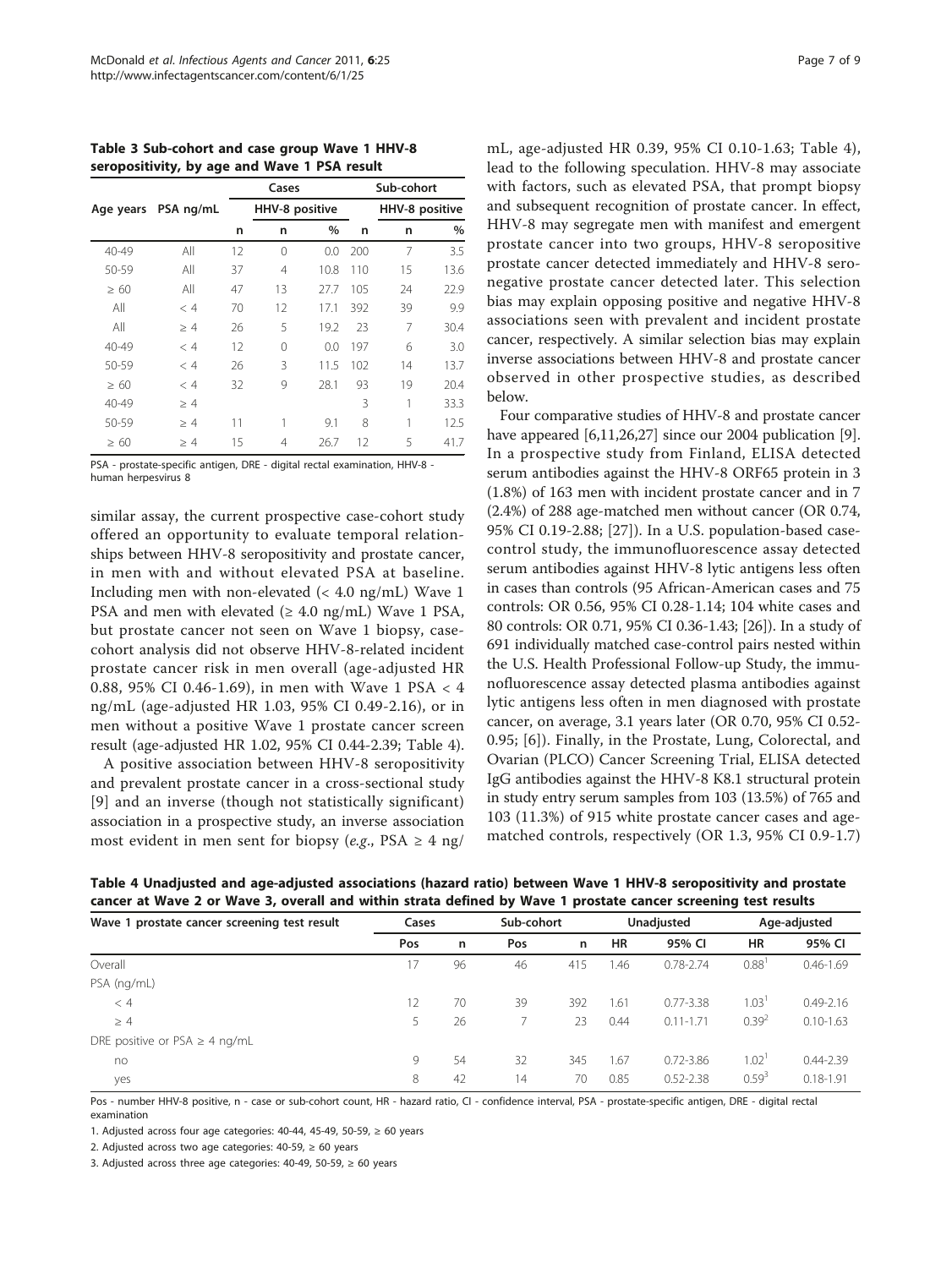**Table 3 Sub-cohort and case group Wave 1 HHV-8 seropositivity, by age and Wave 1 PSA result**

| Age years | PSA ng/mL | Cases | | | Sub-cohort | | |
|---|---|---|---|---|---|---|---|
| | | | HHV-8 positive | | | HHV-8 positive | |
| | | n | n | % | n | n | % |
| 40-49 | All | 12 | 0 | 0.0 | 200 | 7 | 3.5 |
| 50-59 | All | 37 | 4 | 10.8 | 110 | 15 | 13.6 |
| ≥ 60 | All | 47 | 13 | 27.7 | 105 | 24 | 22.9 |
| All | < 4 | 70 | 12 | 17.1 | 392 | 39 | 9.9 |
| All | ≥ 4 | 26 | 5 | 19.2 | 23 | 7 | 30.4 |
| 40-49 | < 4 | 12 | 0 | 0.0 | 197 | 6 | 3.0 |
| 50-59 | < 4 | 26 | 3 | 11.5 | 102 | 14 | 13.7 |
| ≥ 60 | < 4 | 32 | 9 | 28.1 | 93 | 19 | 20.4 |
| 40-49 | ≥ 4 | | | | 3 | 1 | 33.3 |
| 50-59 | ≥ 4 | 11 | 1 | 9.1 | 8 | 1 | 12.5 |
| ≥ 60 | ≥ 4 | 15 | 4 | 26.7 | 12 | 5 | 41.7 |

PSA - prostate-specific antigen, DRE - digital rectal examination, HHV-8 - human herpesvirus 8

similar assay, the current prospective case-cohort study offered an opportunity to evaluate temporal relationships between HHV-8 seropositivity and prostate cancer, in men with and without elevated PSA at baseline. Including men with non-elevated (< 4.0 ng/mL) Wave 1 PSA and men with elevated (≥ 4.0 ng/mL) Wave 1 PSA, but prostate cancer not seen on Wave 1 biopsy, case-cohort analysis did not observe HHV-8-related incident prostate cancer risk in men overall (age-adjusted HR 0.88, 95% CI 0.46-1.69), in men with Wave 1 PSA < 4 ng/mL (age-adjusted HR 1.03, 95% CI 0.49-2.16), or in men without a positive Wave 1 prostate cancer screen result (age-adjusted HR 1.02, 95% CI 0.44-2.39; Table 4).

A positive association between HHV-8 seropositivity and prevalent prostate cancer in a cross-sectional study [9] and an inverse (though not statistically significant) association in a prospective study, an inverse association most evident in men sent for biopsy (*e.g.*, PSA ≥ 4 ng/mL, age-adjusted HR 0.39, 95% CI 0.10-1.63; Table 4), lead to the following speculation. HHV-8 may associate with factors, such as elevated PSA, that prompt biopsy and subsequent recognition of prostate cancer. In effect, HHV-8 may segregate men with manifest and emergent prostate cancer into two groups, HHV-8 seropositive prostate cancer detected immediately and HHV-8 seronegative prostate cancer detected later. This selection bias may explain opposing positive and negative HHV-8 associations seen with prevalent and incident prostate cancer, respectively. A similar selection bias may explain inverse associations between HHV-8 and prostate cancer observed in other prospective studies, as described below.

Four comparative studies of HHV-8 and prostate cancer have appeared [6,11,26,27] since our 2004 publication [9]. In a prospective study from Finland, ELISA detected serum antibodies against the HHV-8 ORF65 protein in 3 (1.8%) of 163 men with incident prostate cancer and in 7 (2.4%) of 288 age-matched men without cancer (OR 0.74, 95% CI 0.19-2.88; [27]). In a U.S. population-based case-control study, the immunofluorescence assay detected serum antibodies against HHV-8 lytic antigens less often in cases than controls (95 African-American cases and 75 controls: OR 0.56, 95% CI 0.28-1.14; 104 white cases and 80 controls: OR 0.71, 95% CI 0.36-1.43; [26]). In a study of 691 individually matched case-control pairs nested within the U.S. Health Professional Follow-up Study, the immunofluorescence assay detected plasma antibodies against lytic antigens less often in men diagnosed with prostate cancer, on average, 3.1 years later (OR 0.70, 95% CI 0.52-0.95; [6]). Finally, in the Prostate, Lung, Colorectal, and Ovarian (PLCO) Cancer Screening Trial, ELISA detected IgG antibodies against the HHV-8 K8.1 structural protein in study entry serum samples from 103 (13.5%) of 765 and 103 (11.3%) of 915 white prostate cancer cases and age-matched controls, respectively (OR 1.3, 95% CI 0.9-1.7)

**Table 4 Unadjusted and age-adjusted associations (hazard ratio) between Wave 1 HHV-8 seropositivity and prostate cancer at Wave 2 or Wave 3, overall and within strata defined by Wave 1 prostate cancer screening test results**

| Wave 1 prostate cancer screening test result | Cases | | Sub-cohort | | Unadjusted | | Age-adjusted | |
|---|---|---|---|---|---|---|---|---|
| | Pos | n | Pos | n | HR | 95% CI | HR | 95% CI |
| Overall | 17 | 96 | 46 | 415 | 1.46 | 0.78-2.74 | 0.88[1] | 0.46-1.69 |
| PSA (ng/mL) | | | | | | | | |
| < 4 | 12 | 70 | 39 | 392 | 1.61 | 0.77-3.38 | 1.03[1] | 0.49-2.16 |
| ≥ 4 | 5 | 26 | 7 | 23 | 0.44 | 0.11-1.71 | 0.39[2] | 0.10-1.63 |
| DRE positive or PSA ≥ 4 ng/mL | | | | | | | | |
| no | 9 | 54 | 32 | 345 | 1.67 | 0.72-3.86 | 1.02[1] | 0.44-2.39 |
| yes | 8 | 42 | 14 | 70 | 0.85 | 0.52-2.38 | 0.59[3] | 0.18-1.91 |

Pos - number HHV-8 positive, n - case or sub-cohort count, HR - hazard ratio, CI - confidence interval, PSA - prostate-specific antigen, DRE - digital rectal examination

1. Adjusted across four age categories: 40-44, 45-49, 50-59, ≥ 60 years

2. Adjusted across two age categories: 40-59, ≥ 60 years

3. Adjusted across three age categories: 40-49, 50-59, ≥ 60 years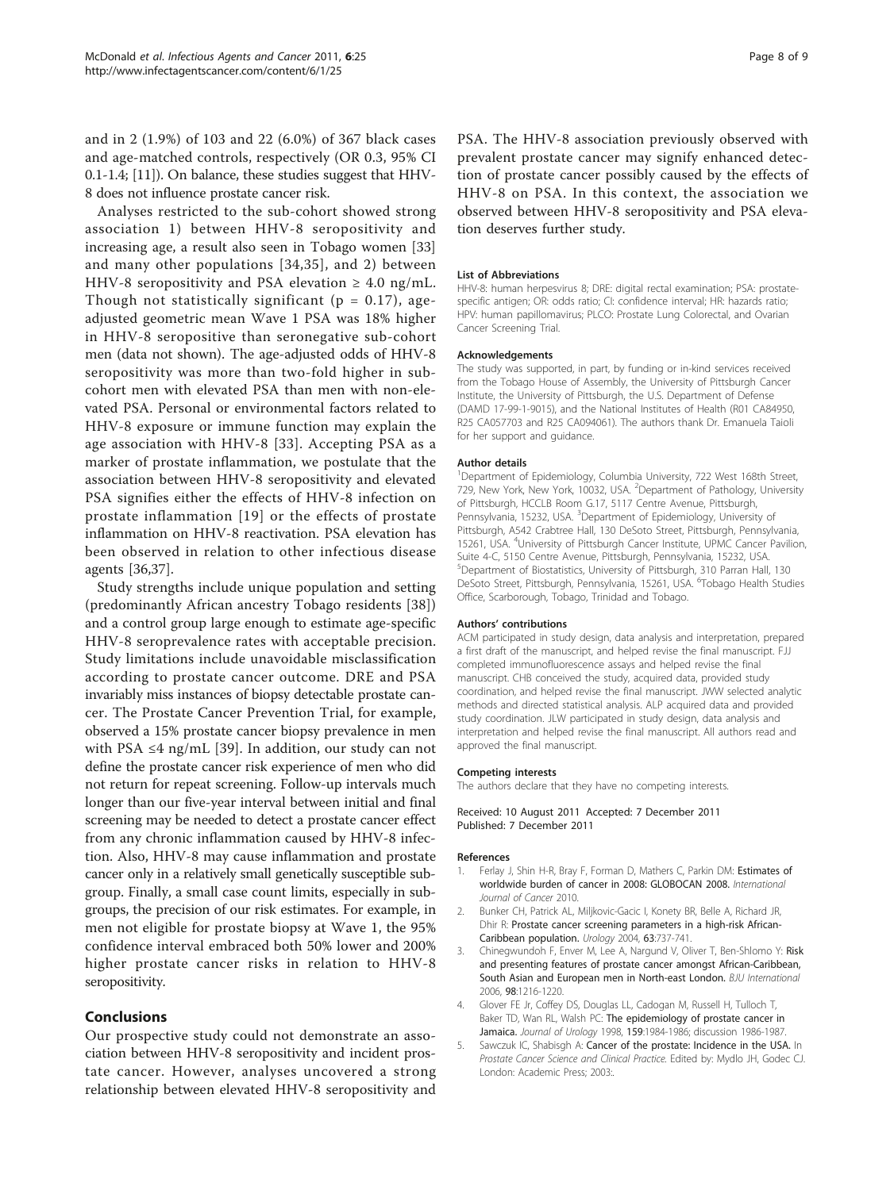and in 2 (1.9%) of 103 and 22 (6.0%) of 367 black cases and age-matched controls, respectively (OR 0.3, 95% CI 0.1-1.4; [11]). On balance, these studies suggest that HHV-8 does not influence prostate cancer risk.

Analyses restricted to the sub-cohort showed strong association 1) between HHV-8 seropositivity and increasing age, a result also seen in Tobago women [33] and many other populations [34,35], and 2) between HHV-8 seropositivity and PSA elevation ≥ 4.0 ng/mL. Though not statistically significant ($p = 0.17$), age-adjusted geometric mean Wave 1 PSA was 18% higher in HHV-8 seropositive than seronegative sub-cohort men (data not shown). The age-adjusted odds of HHV-8 seropositivity was more than two-fold higher in sub-cohort men with elevated PSA than men with non-elevated PSA. Personal or environmental factors related to HHV-8 exposure or immune function may explain the age association with HHV-8 [33]. Accepting PSA as a marker of prostate inflammation, we postulate that the association between HHV-8 seropositivity and elevated PSA signifies either the effects of HHV-8 infection on prostate inflammation [19] or the effects of prostate inflammation on HHV-8 reactivation. PSA elevation has been observed in relation to other infectious disease agents [36,37].

Study strengths include unique population and setting (predominantly African ancestry Tobago residents [38]) and a control group large enough to estimate age-specific HHV-8 seroprevalence rates with acceptable precision. Study limitations include unavoidable misclassification according to prostate cancer outcome. DRE and PSA invariably miss instances of biopsy detectable prostate cancer. The Prostate Cancer Prevention Trial, for example, observed a 15% prostate cancer biopsy prevalence in men with PSA ≤4 ng/mL [39]. In addition, our study can not define the prostate cancer risk experience of men who did not return for repeat screening. Follow-up intervals much longer than our five-year interval between initial and final screening may be needed to detect a prostate cancer effect from any chronic inflammation caused by HHV-8 infection. Also, HHV-8 may cause inflammation and prostate cancer only in a relatively small genetically susceptible subgroup. Finally, a small case count limits, especially in subgroups, the precision of our risk estimates. For example, in men not eligible for prostate biopsy at Wave 1, the 95% confidence interval embraced both 50% lower and 200% higher prostate cancer risks in relation to HHV-8 seropositivity.

## Conclusions

Our prospective study could not demonstrate an association between HHV-8 seropositivity and incident prostate cancer. However, analyses uncovered a strong relationship between elevated HHV-8 seropositivity and PSA. The HHV-8 association previously observed with prevalent prostate cancer may signify enhanced detection of prostate cancer possibly caused by the effects of HHV-8 on PSA. In this context, the association we observed between HHV-8 seropositivity and PSA elevation deserves further study.

#### List of Abbreviations

HHV-8: human herpesvirus 8; DRE: digital rectal examination; PSA: prostate-specific antigen; OR: odds ratio; CI: confidence interval; HR: hazards ratio; HPV: human papillomavirus; PLCO: Prostate Lung Colorectal, and Ovarian Cancer Screening Trial.

#### Acknowledgements

The study was supported, in part, by funding or in-kind services received from the Tobago House of Assembly, the University of Pittsburgh Cancer Institute, the University of Pittsburgh, the U.S. Department of Defense (DAMD 17-99-1-9015), and the National Institutes of Health (R01 CA84950, R25 CA057703 and R25 CA094061). The authors thank Dr. Emanuela Taioli for her support and guidance.

#### Author details

[1]Department of Epidemiology, Columbia University, 722 West 168th Street, 729, New York, New York, 10032, USA. [2]Department of Pathology, University of Pittsburgh, HCCLB Room G.17, 5117 Centre Avenue, Pittsburgh, Pennsylvania, 15232, USA. [3]Department of Epidemiology, University of Pittsburgh, A542 Crabtree Hall, 130 DeSoto Street, Pittsburgh, Pennsylvania, 15261, USA. [4]University of Pittsburgh Cancer Institute, UPMC Cancer Pavilion, Suite 4-C, 5150 Centre Avenue, Pittsburgh, Pennsylvania, 15232, USA. [5]Department of Biostatistics, University of Pittsburgh, 310 Parran Hall, 130 DeSoto Street, Pittsburgh, Pennsylvania, 15261, USA. [6]Tobago Health Studies Office, Scarborough, Tobago, Trinidad and Tobago.

#### Authors' contributions

ACM participated in study design, data analysis and interpretation, prepared a first draft of the manuscript, and helped revise the final manuscript. FJJ completed immunofluorescence assays and helped revise the final manuscript. CHB conceived the study, acquired data, provided study coordination, and helped revise the final manuscript. JWW selected analytic methods and directed statistical analysis. ALP acquired data and provided study coordination. JLW participated in study design, data analysis and interpretation and helped revise the final manuscript. All authors read and approved the final manuscript.

#### Competing interests

The authors declare that they have no competing interests.

Received: 10 August 2011 Accepted: 7 December 2011
Published: 7 December 2011

#### References

1. Ferlay J, Shin H-R, Bray F, Forman D, Mathers C, Parkin DM: **Estimates of worldwide burden of cancer in 2008: GLOBOCAN 2008.** *International Journal of Cancer* 2010.
2. Bunker CH, Patrick AL, Miljkovic-Gacic I, Konety BR, Belle A, Richard JR, Dhir R: **Prostate cancer screening parameters in a high-risk African-Caribbean population.** *Urology* 2004, **63**:737-741.
3. Chinegwundoh F, Enver M, Lee A, Nargund V, Oliver T, Ben-Shlomo Y: **Risk and presenting features of prostate cancer amongst African-Caribbean, South Asian and European men in North-east London.** *BJU International* 2006, **98**:1216-1220.
4. Glover FE Jr, Coffey DS, Douglas LL, Cadogan M, Russell H, Tulloch T, Baker TD, Wan RL, Walsh PC: **The epidemiology of prostate cancer in Jamaica.** *Journal of Urology* 1998, **159**:1984-1986; discussion 1986-1987.
5. Sawczuk IC, Shabisgh A: **Cancer of the prostate: Incidence in the USA.** In *Prostate Cancer Science and Clinical Practice.* Edited by: Mydlo JH, Godec CJ. London: Academic Press; 2003:.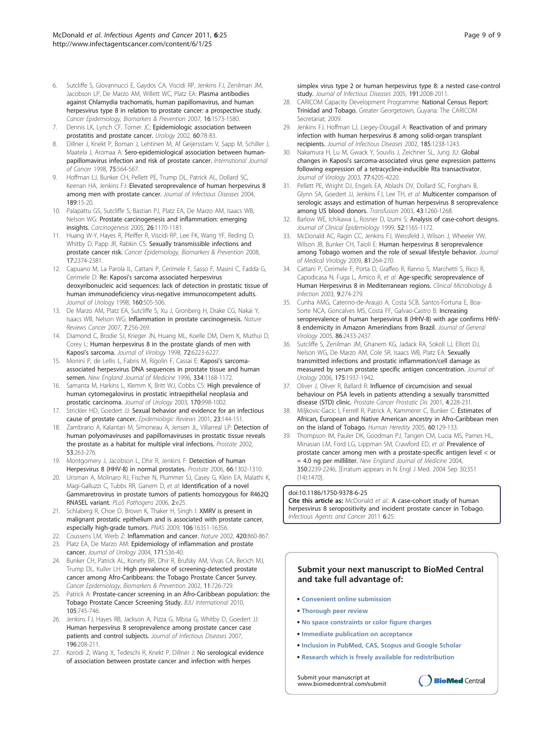6. Sutcliffe S, Giovannucci E, Gaydos CA, Viscidi RP, Jenkins FJ, Zenilman JM, Jacobson LP, De Marzo AM, Willett WC, Platz EA: **Plasma antibodies against Chlamydia trachomatis, human papillomavirus, and human herpesvirus type 8 in relation to prostate cancer: a prospective study.** *Cancer Epidemiology, Biomarkers & Prevention* 2007, **16**:1573-1580.
7. Dennis LK, Lynch CF, Torner JC: **Epidemiologic association between prostatitis and prostate cancer.** *Urology* 2002, **60**:78-83.
8. Dillner J, Knekt P, Boman J, Lehtinen M, Af Geijersstam V, Sapp M, Schiller J, Maatela J, Aromaa A: **Sero-epidemiological association between human-papillomavirus infection and risk of prostate cancer.** *International Journal of Cancer* 1998, **75**:564-567.
9. Hoffman LJ, Bunker CH, Pellett PE, Trump DL, Patrick AL, Dollard SC, Keenan HA, Jenkins FJ: **Elevated seroprevalence of human herpesvirus 8 among men with prostate cancer.** *Journal of Infectious Diseases* 2004, **189**:15-20.
10. Palapattu GS, Sutcliffe S, Bastian PJ, Platz EA, De Marzo AM, Isaacs WB, Nelson WG: **Prostate carcinogenesis and inflammation: emerging insights.** *Carcinogenesis* 2005, **26**:1170-1181.
11. Huang W-Y, Hayes R, Pfeiffer R, Viscidi RP, Lee FK, Wang YF, Reding D, Whitby D, Papp JR, Rabkin CS: **Sexually transmissible infections and prostate cancer risk.** *Cancer Epidemiology, Biomarkers & Prevention* 2008, **17**:2374-2381.
12. Capuano M, La Parola IL, Cattani P, Cerimele F, Sasso F, Masini C, Fadda G, Cerimele D: **Re: Kaposi's sarcoma associated herpesvirus deoxyribonucleic acid sequences: lack of detection in prostatic tissue of human immunodeficiency virus-negative immunocompetent adults.** *Journal of Urology* 1998, **160**:505-506.
13. De Marzo AM, Platz EA, Sutcliffe S, Xu J, Gronberg H, Drake CG, Nakai Y, Isaacs WB, Nelson WG: **Inflammation in prostate carcinogenesis.** *Nature Reviews Cancer* 2007, **7**:256-269.
14. Diamond C, Brodie SJ, Krieger JN, Huang ML, Koelle DM, Diem K, Muthui D, Corey L: **Human herpesvirus 8 in the prostate glands of men with Kaposi's sarcoma.** *Journal of Virology* 1998, **72**:6223-6227.
15. Monini P, de Lellis L, Fabris M, Rigolin F, Cassai E: **Kaposi's sarcoma-associated herpesvirus DNA sequences in prostate tissue and human semen.** *New England Journal of Medicine* 1996, **334**:1168-1172.
16. Samanta M, Harkins L, Klemm K, Britt WJ, Cobbs CS: **High prevalence of human cytomegalovirus in prostatic intraepithelial neoplasia and prostatic carcinoma.** *Journal of Urology* 2003, **170**:998-1002.
17. Strickler HD, Goedert JJ: **Sexual behavior and evidence for an infectious cause of prostate cancer.** *Epidemiologic Reviews* 2001, **23**:144-151.
18. Zambrano A, Kalantari M, Simoneau A, Jensen JL, Villarreal LP: **Detection of human polyomaviruses and papillomaviruses in prostatic tissue reveals the prostate as a habitat for multiple viral infections.** *Prostate* 2002, **53**:263-276.
19. Montgomery J, Jacobson L, Dhir R, Jenkins F: **Detection of human Herpesvirus 8 (HHV-8) in normal prostates.** *Prostate* 2006, **66**:1302-1310.
20. Urisman A, Molinaro RJ, Fischer N, Plummer SJ, Casey G, Klein EA, Malathi K, Magi-Galluzzi C, Tubbs RR, Ganem D, *et al*: **Identification of a novel Gammaretrovirus in prostate tumors of patients homozygous for R462Q RNASEL variant.** *PLoS Pathogens* 2006, **2**:e25.
21. Schlaberg R, Choe D, Brown K, Thaker H, Singh I: **XMRV is present in malignant prostatic epithelium and is associated with prostate cancer, especially high-grade tumors.** *PNAS* 2009, **106**:16351-16356.
22. Coussens LM, Werb Z: **Inflammation and cancer.** *Nature* 2002, **420**:860-867.
23. Platz EA, De Marzo AM: **Epidemiology of inflammation and prostate cancer.** *Journal of Urology* 2004, **171**:S36-40.
24. Bunker CH, Patrick AL, Konety BR, Dhir R, Brufsky AM, Vivas CA, Becich MJ, Trump DL, Kuller LH: **High prevalence of screening-detected prostate cancer among Afro-Caribbeans: the Tobago Prostate Cancer Survey.** *Cancer Epidemiology, Biomarkers & Prevention* 2002, **11**:726-729.
25. Patrick A: **Prostate-cancer screening in an Afro-Caribbean population: the Tobago Prostate Cancer Screening Study.** *BJU International* 2010, **105**:745-746.
26. Jenkins FJ, Hayes RB, Jackson A, Pizza G, Mbisa G, Whitby D, Goedert JJ: **Human herpesvirus 8 seroprevalence among prostate cancer case patients and control subjects.** *Journal of Infectious Diseases* 2007, **196**:208-211.
27. Korodi Z, Wang X, Tedeschi R, Knekt P, Dillner J: **No serological evidence of association between prostate cancer and infection with herpes simplex virus type 2 or human herpesvirus type 8: a nested case-control study.** *Journal of Infectious Diseases* 2005, **191**:2008-2011.
28. CARICOM Capacity Development Programme: **National Census Report: Trinidad and Tobago.** Greater Georgetown, Guyana: The CARICOM Secretariat; 2009.
29. Jenkins FJ, Hoffman LJ, Liegey-Dougall A: **Reactivation of and primary infection with human herpesvirus 8 among solid-organ transplant recipients.** *Journal of Infectious Diseases* 2002, **185**:1238-1243.
30. Nakamura H, Lu M, Gwack Y, Souvlis J, Zeichner SL, Jung JU: **Global changes in Kaposi's sarcoma-associated virus gene expression patterns following expression of a tetracycline-inducible Rta transactivator.** *Journal of Virology* 2003, **77**:4205-4220.
31. Pellett PE, Wright DJ, Engels EA, Ablashi DV, Dollard SC, Forghani B, Glynn SA, Goedert JJ, Jenkins FJ, Lee TH, *et al*: **Multicenter comparison of serologic assays and estimation of human herpesvirus 8 seroprevalence among US blood donors.** *Transfusion* 2003, **43**:1260-1268.
32. Barlow WE, Ichikawa L, Rosner D, Izumi S: **Analysis of case-cohort designs.** *Journal of Clinical Epidemiology* 1999, **52**:1165-1172.
33. McDonald AC, Ragin CC, Jenkins FJ, Weissfeld J, Wilson J, Wheeler VW, Wilson JB, Bunker CH, Taioli E: **Human herpesvirus 8 seroprevalence among Tobago women and the role of sexual lifestyle behavior.** *Journal of Medical Virology* 2009, **81**:264-270.
34. Cattani P, Cerimele F, Porta D, Graffeo R, Ranno S, Marchetti S, Ricci R, Capodicasa N, Fuga L, Amico R, *et al*: **Age-specific seroprevalence of Human Herpesvirus 8 in Mediterranean regions.** *Clinical Microbiology & Infection* 2003, **9**:274-279.
35. Cunha AMG, Caterino-de-Araujo A, Costa SCB, Santos-Fortuna E, Boa-Sorte NCA, Goncalves MS, Costa FF, Galvao-Castro B: **Increasing seroprevalence of human herpesvirus 8 (HHV-8) with age confirms HHV-8 endemicity in Amazon Amerindians from Brazil.** *Journal of General Virology* 2005, **86**:2433-2437.
36. Sutcliffe S, Zenilman JM, Ghanem KG, Jadack RA, Sokoll LJ, Elliott DJ, Nelson WG, De Marzo AM, Cole SR, Isaacs WB, Platz EA: **Sexually transmitted infections and prostatic inflammation/cell damage as measured by serum prostate specific antigen concentration.** *Journal of Urology* 2006, **175**:1937-1942.
37. Oliver J, Oliver R, Ballard R: **Influence of circumcision and sexual behaviour on PSA levels in patients attending a sexually transmitted disease (STD) clinic.** *Prostate Cancer Prostatic Dis* 2001, **4**:228-231.
38. Miljkovic-Gacic I, Ferrell R, Patrick A, Kammerer C, Bunker C: **Estimates of African, European and Native American ancestry in Afro-Caribbean men on the island of Tobago.** *Human Heredity* 2005, **60**:129-133.
39. Thompson IM, Pauler DK, Goodman PJ, Tangen CM, Lucia MS, Parnes HL, Minasian LM, Ford LG, Lippman SM, Crawford ED, *et al*: **Prevalence of prostate cancer among men with a prostate-specific antigen level < or = 4.0 ng per milliliter.** *New England Journal of Medicine* 2004, **350**:2239-2246, [Erratum appears in N Engl J Med. 2004 Sep 30;351 (14):1470].

doi:10.1186/1750-9378-6-25

**Cite this article as:** McDonald *et al.*: A case-cohort study of human herpesvirus 8 seropositivity and incident prostate cancer in Tobago. *Infectious Agents and Cancer* 2011 **6**:25.

**Submit your next manuscript to BioMed Central and take full advantage of:**

- **Convenient online submission**
- **Thorough peer review**
- **No space constraints or color figure charges**
- **Immediate publication on acceptance**
- **Inclusion in PubMed, CAS, Scopus and Google Scholar**
- **Research which is freely available for redistribution**

Submit your manuscript at
www.biomedcentral.com/submit

BioMed Central